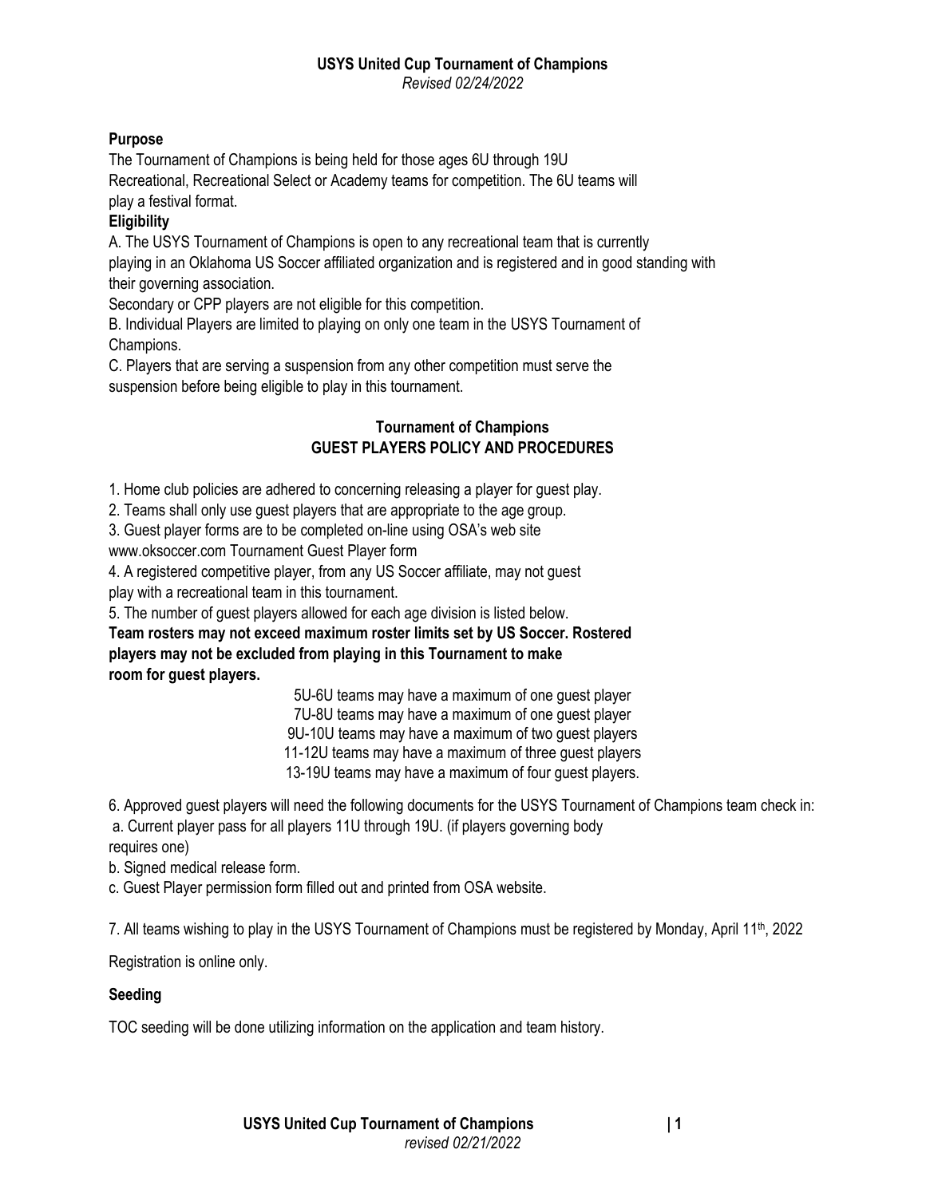# USYS United Cup Tournament of Champions

*Revised 02/24/2022*

### Purpose

The Tournament of Champions is being held for those ages 6U through 19U Recreational, Recreational Select or Academy teams for competition. The 6U teams will play a festival format.

### Eligibility

A. The USYS Tournament of Champions is open to any recreational team that is currently playing in an Oklahoma US Soccer affiliated organization and is registered and in good standing with their governing association.

Secondary or CPP players are not eligible for this competition.

B. Individual Players are limited to playing on only one team in the USYS Tournament of Champions.

C. Players that are serving a suspension from any other competition must serve the suspension before being eligible to play in this tournament.

## Tournament of Champions GUEST PLAYERS POLICY AND PROCEDURES

1. Home club policies are adhered to concerning releasing a player for guest play.
2. Teams shall only use guest players that are appropriate to the age group.
3. Guest player forms are to be completed on-line using OSA's web site www.oksoccer.com Tournament Guest Player form
4. A registered competitive player, from any US Soccer affiliate, may not guest play with a recreational team in this tournament.
5. The number of guest players allowed for each age division is listed below.

**Team rosters may not exceed maximum roster limits set by US Soccer. Rostered players may not be excluded from playing in this Tournament to make room for guest players.**

5U-6U teams may have a maximum of one guest player
7U-8U teams may have a maximum of one guest player
9U-10U teams may have a maximum of two guest players
11-12U teams may have a maximum of three guest players
13-19U teams may have a maximum of four guest players.

6. Approved guest players will need the following documents for the USYS Tournament of Champions team check in:

a. Current player pass for all players 11U through 19U. (if players governing body requires one)

b. Signed medical release form.

c. Guest Player permission form filled out and printed from OSA website.

7. All teams wishing to play in the USYS Tournament of Champions must be registered by Monday, April 11th, 2022

Registration is online only.

### Seeding

TOC seeding will be done utilizing information on the application and team history.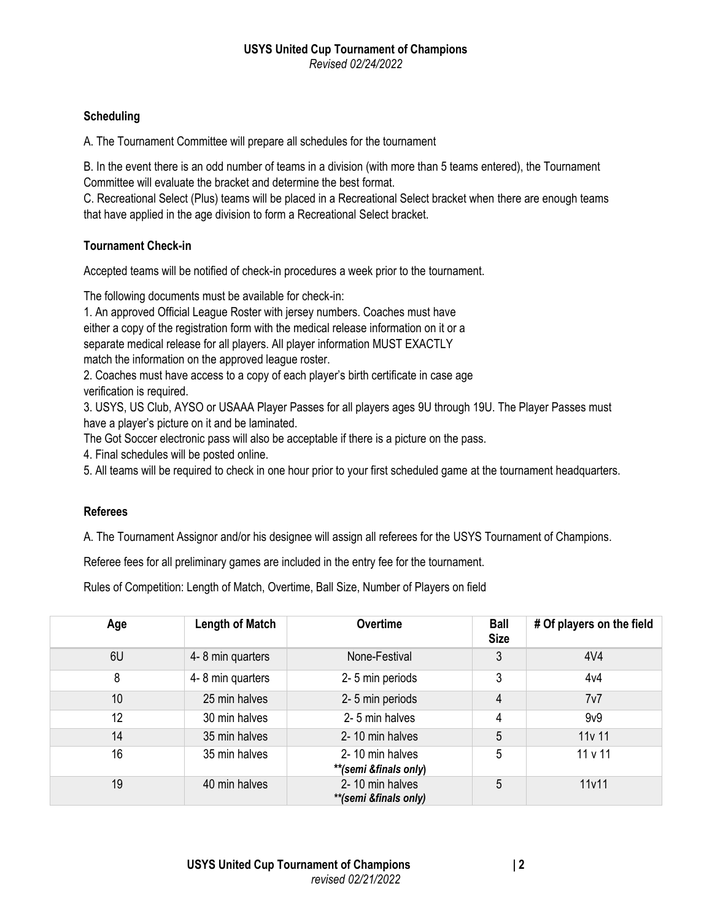## Scheduling

A. The Tournament Committee will prepare all schedules for the tournament

B. In the event there is an odd number of teams in a division (with more than 5 teams entered), the Tournament Committee will evaluate the bracket and determine the best format.
C. Recreational Select (Plus) teams will be placed in a Recreational Select bracket when there are enough teams that have applied in the age division to form a Recreational Select bracket.

## Tournament Check-in

Accepted teams will be notified of check-in procedures a week prior to the tournament.

The following documents must be available for check-in:
1. An approved Official League Roster with jersey numbers. Coaches must have either a copy of the registration form with the medical release information on it or a separate medical release for all players. All player information MUST EXACTLY match the information on the approved league roster.
2. Coaches must have access to a copy of each player's birth certificate in case age verification is required.
3. USYS, US Club, AYSO or USAAA Player Passes for all players ages 9U through 19U. The Player Passes must have a player's picture on it and be laminated.
The Got Soccer electronic pass will also be acceptable if there is a picture on the pass.
4. Final schedules will be posted online.
5. All teams will be required to check in one hour prior to your first scheduled game at the tournament headquarters.

## Referees

A. The Tournament Assignor and/or his designee will assign all referees for the USYS Tournament of Champions.

Referee fees for all preliminary games are included in the entry fee for the tournament.

Rules of Competition: Length of Match, Overtime, Ball Size, Number of Players on field

| Age | Length of Match | Overtime | Ball Size | # Of players on the field |
|---|---|---|---|---|
| 6U | 4- 8 min quarters | None-Festival | 3 | 4V4 |
| 8 | 4- 8 min quarters | 2- 5 min periods | 3 | 4v4 |
| 10 | 25 min halves | 2- 5 min periods | 4 | 7v7 |
| 12 | 30 min halves | 2- 5 min halves | 4 | 9v9 |
| 14 | 35 min halves | 2- 10 min halves | 5 | 11v 11 |
| 16 | 35 min halves | 2- 10 min halves ***\*(semi &finals only)*** | 5 | 11 v 11 |
| 19 | 40 min halves | 2- 10 min halves ***\*(semi &finals only)*** | 5 | 11v11 |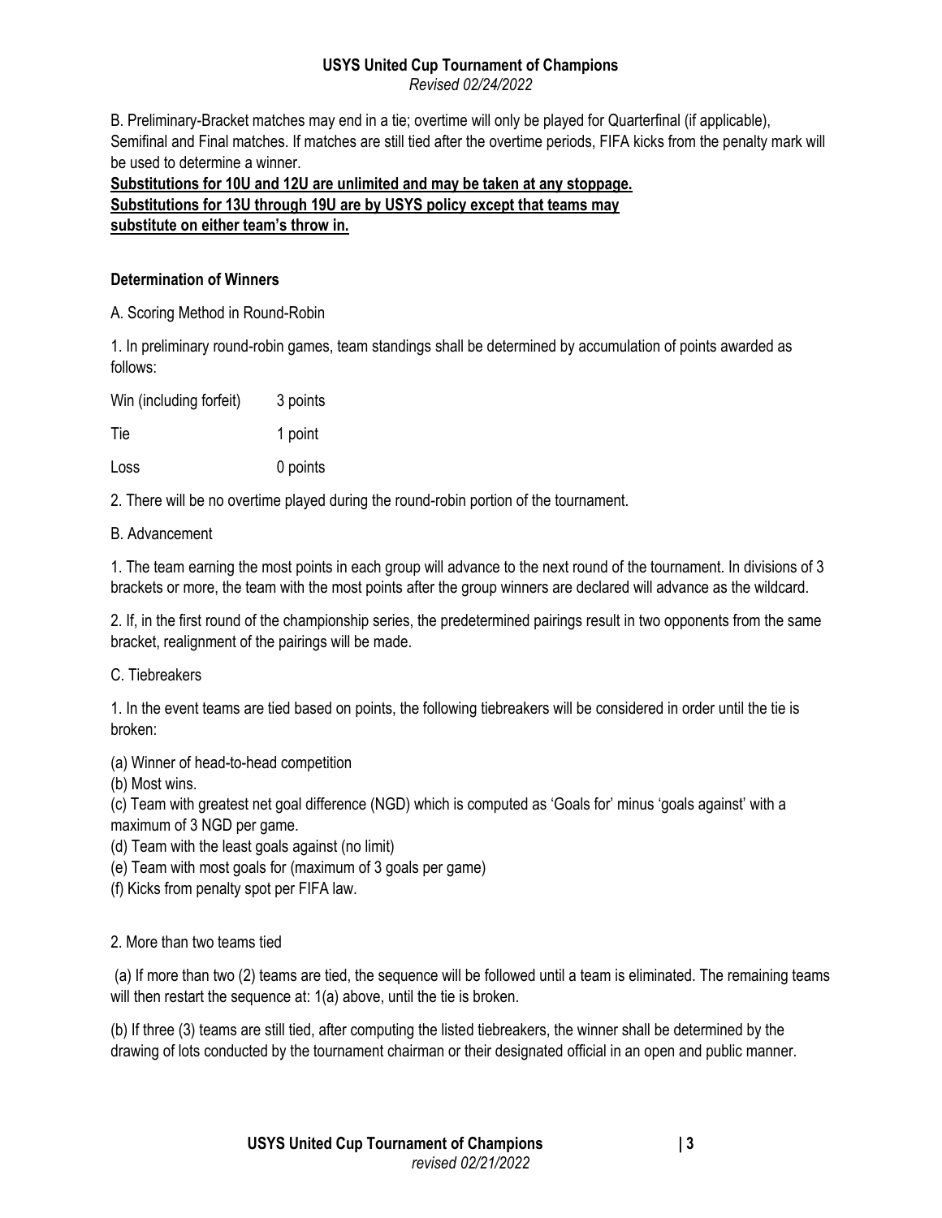B. Preliminary-Bracket matches may end in a tie; overtime will only be played for Quarterfinal (if applicable), Semifinal and Final matches. If matches are still tied after the overtime periods, FIFA kicks from the penalty mark will be used to determine a winner.

**Substitutions for 10U and 12U are unlimited and may be taken at any stoppage.**
**Substitutions for 13U through 19U are by USYS policy except that teams may substitute on either team's throw in.**

**Determination of Winners**

A. Scoring Method in Round-Robin

1. In preliminary round-robin games, team standings shall be determined by accumulation of points awarded as follows:

| | |
|---|---|
| Win (including forfeit) | 3 points |
| Tie | 1 point |
| Loss | 0 points |

2. There will be no overtime played during the round-robin portion of the tournament.

B. Advancement

1. The team earning the most points in each group will advance to the next round of the tournament. In divisions of 3 brackets or more, the team with the most points after the group winners are declared will advance as the wildcard.

2. If, in the first round of the championship series, the predetermined pairings result in two opponents from the same bracket, realignment of the pairings will be made.

C. Tiebreakers

1. In the event teams are tied based on points, the following tiebreakers will be considered in order until the tie is broken:

(a) Winner of head-to-head competition
(b) Most wins.
(c) Team with greatest net goal difference (NGD) which is computed as 'Goals for' minus 'goals against' with a maximum of 3 NGD per game.
(d) Team with the least goals against (no limit)
(e) Team with most goals for (maximum of 3 goals per game)
(f) Kicks from penalty spot per FIFA law.

2. More than two teams tied

(a) If more than two (2) teams are tied, the sequence will be followed until a team is eliminated. The remaining teams will then restart the sequence at: 1(a) above, until the tie is broken.

(b) If three (3) teams are still tied, after computing the listed tiebreakers, the winner shall be determined by the drawing of lots conducted by the tournament chairman or their designated official in an open and public manner.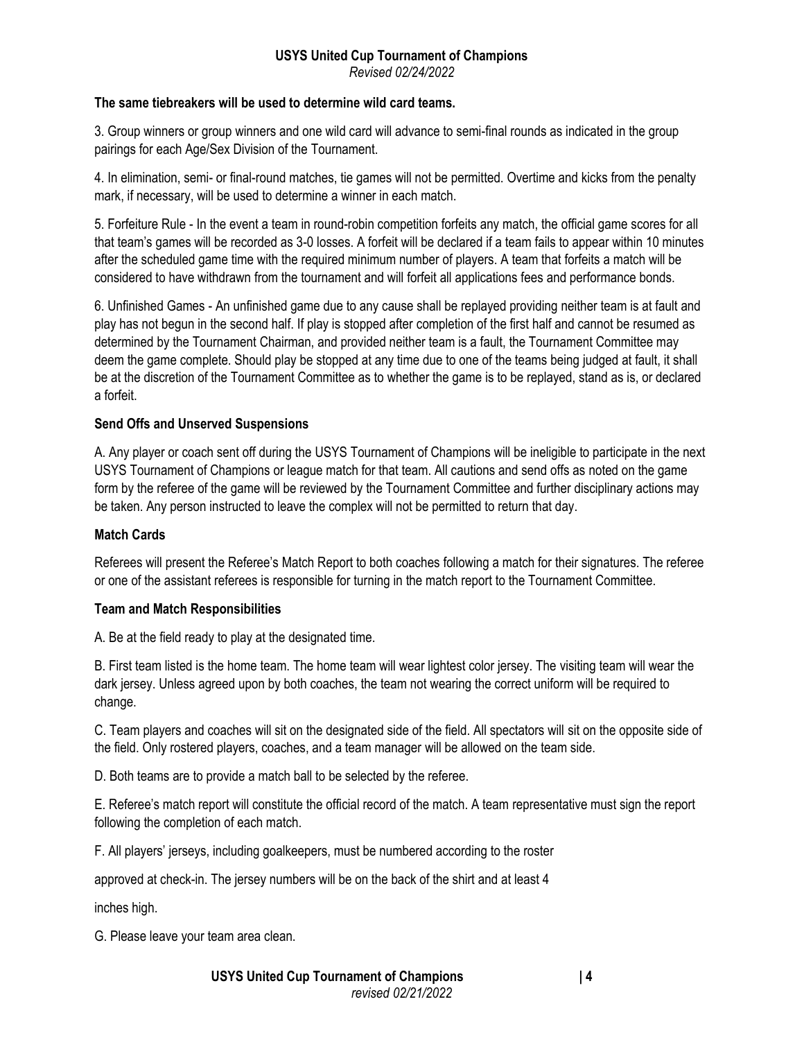**The same tiebreakers will be used to determine wild card teams.**

3. Group winners or group winners and one wild card will advance to semi-final rounds as indicated in the group pairings for each Age/Sex Division of the Tournament.

4. In elimination, semi- or final-round matches, tie games will not be permitted. Overtime and kicks from the penalty mark, if necessary, will be used to determine a winner in each match.

5. Forfeiture Rule - In the event a team in round-robin competition forfeits any match, the official game scores for all that team's games will be recorded as 3-0 losses. A forfeit will be declared if a team fails to appear within 10 minutes after the scheduled game time with the required minimum number of players. A team that forfeits a match will be considered to have withdrawn from the tournament and will forfeit all applications fees and performance bonds.

6. Unfinished Games - An unfinished game due to any cause shall be replayed providing neither team is at fault and play has not begun in the second half. If play is stopped after completion of the first half and cannot be resumed as determined by the Tournament Chairman, and provided neither team is a fault, the Tournament Committee may deem the game complete. Should play be stopped at any time due to one of the teams being judged at fault, it shall be at the discretion of the Tournament Committee as to whether the game is to be replayed, stand as is, or declared a forfeit.

### Send Offs and Unserved Suspensions

A. Any player or coach sent off during the USYS Tournament of Champions will be ineligible to participate in the next USYS Tournament of Champions or league match for that team. All cautions and send offs as noted on the game form by the referee of the game will be reviewed by the Tournament Committee and further disciplinary actions may be taken. Any person instructed to leave the complex will not be permitted to return that day.

### Match Cards

Referees will present the Referee's Match Report to both coaches following a match for their signatures. The referee or one of the assistant referees is responsible for turning in the match report to the Tournament Committee.

### Team and Match Responsibilities

A. Be at the field ready to play at the designated time.

B. First team listed is the home team. The home team will wear lightest color jersey. The visiting team will wear the dark jersey. Unless agreed upon by both coaches, the team not wearing the correct uniform will be required to change.

C. Team players and coaches will sit on the designated side of the field. All spectators will sit on the opposite side of the field. Only rostered players, coaches, and a team manager will be allowed on the team side.

D. Both teams are to provide a match ball to be selected by the referee.

E. Referee's match report will constitute the official record of the match. A team representative must sign the report following the completion of each match.

F. All players' jerseys, including goalkeepers, must be numbered according to the roster approved at check-in. The jersey numbers will be on the back of the shirt and at least 4 inches high.

G. Please leave your team area clean.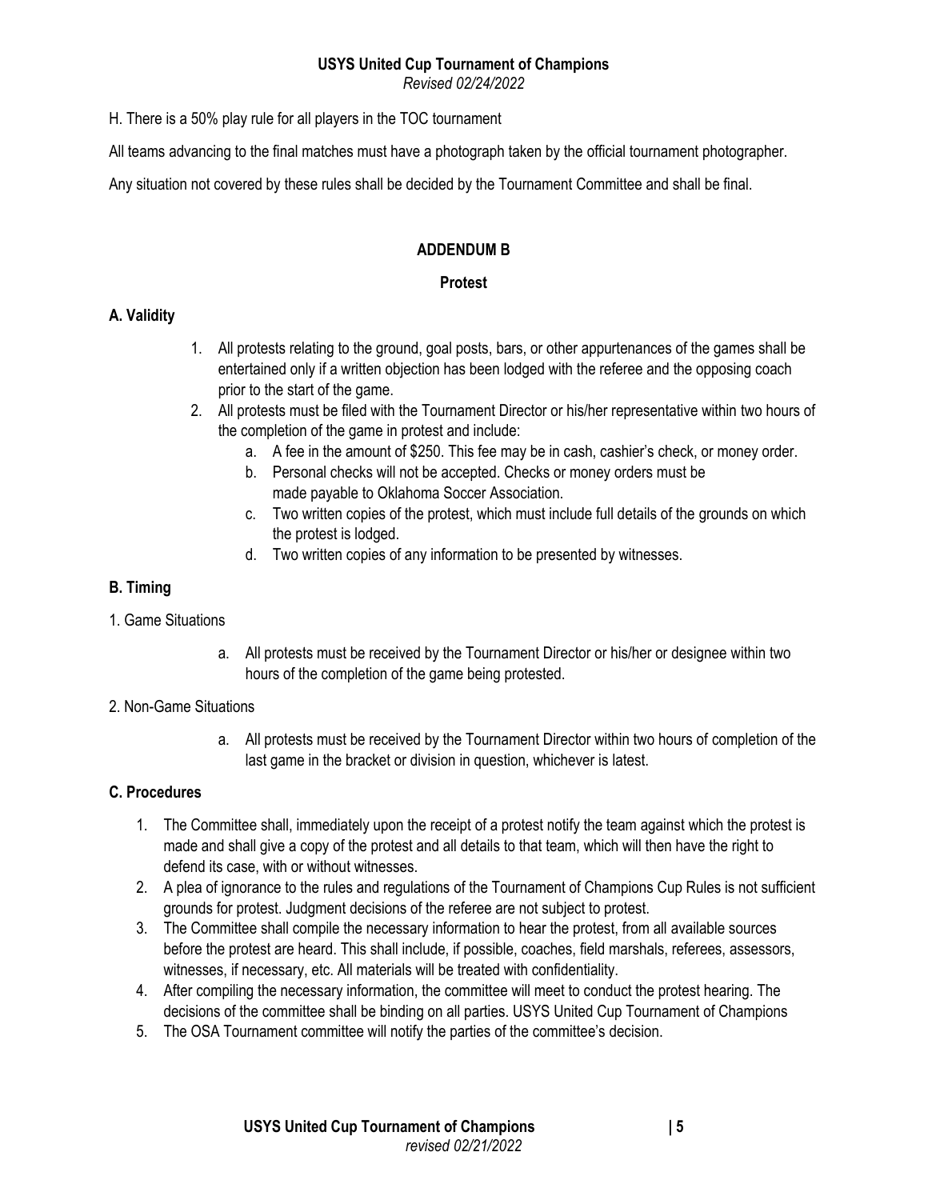H. There is a 50% play rule for all players in the TOC tournament

All teams advancing to the final matches must have a photograph taken by the official tournament photographer.

Any situation not covered by these rules shall be decided by the Tournament Committee and shall be final.

## ADDENDUM B

### Protest

### A. Validity

1. All protests relating to the ground, goal posts, bars, or other appurtenances of the games shall be entertained only if a written objection has been lodged with the referee and the opposing coach prior to the start of the game.
2. All protests must be filed with the Tournament Director or his/her representative within two hours of the completion of the game in protest and include:
   a. A fee in the amount of $250. This fee may be in cash, cashier's check, or money order.
   b. Personal checks will not be accepted. Checks or money orders must be made payable to Oklahoma Soccer Association.
   c. Two written copies of the protest, which must include full details of the grounds on which the protest is lodged.
   d. Two written copies of any information to be presented by witnesses.

### B. Timing

1. Game Situations

   a. All protests must be received by the Tournament Director or his/her or designee within two hours of the completion of the game being protested.

2. Non-Game Situations

   a. All protests must be received by the Tournament Director within two hours of completion of the last game in the bracket or division in question, whichever is latest.

### C. Procedures

1. The Committee shall, immediately upon the receipt of a protest notify the team against which the protest is made and shall give a copy of the protest and all details to that team, which will then have the right to defend its case, with or without witnesses.
2. A plea of ignorance to the rules and regulations of the Tournament of Champions Cup Rules is not sufficient grounds for protest. Judgment decisions of the referee are not subject to protest.
3. The Committee shall compile the necessary information to hear the protest, from all available sources before the protest are heard. This shall include, if possible, coaches, field marshals, referees, assessors, witnesses, if necessary, etc. All materials will be treated with confidentiality.
4. After compiling the necessary information, the committee will meet to conduct the protest hearing. The decisions of the committee shall be binding on all parties. USYS United Cup Tournament of Champions
5. The OSA Tournament committee will notify the parties of the committee's decision.